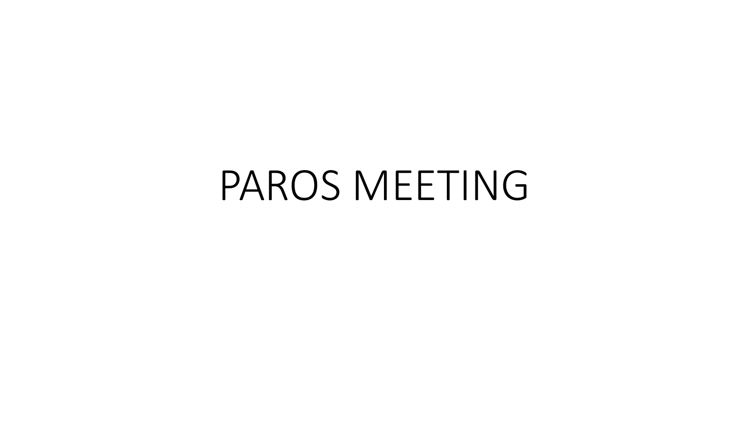# PAROS MEETING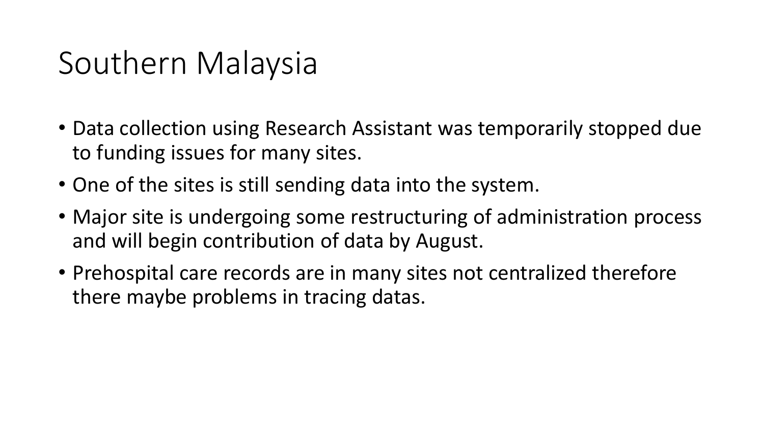# Southern Malaysia

- Data collection using Research Assistant was temporarily stopped due to funding issues for many sites.
- One of the sites is still sending data into the system.
- Major site is undergoing some restructuring of administration process and will begin contribution of data by August.
- Prehospital care records are in many sites not centralized therefore there maybe problems in tracing datas.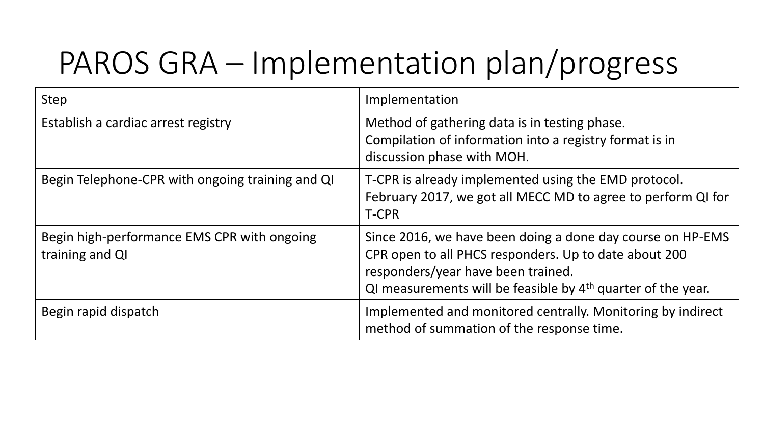# PAROS GRA – Implementation plan/progress

| Step | Implementation |
|---|---|
| Establish a cardiac arrest registry | Method of gathering data is in testing phase.<br>Compilation of information into a registry format is in discussion phase with MOH. |
| Begin Telephone-CPR with ongoing training and QI | T-CPR is already implemented using the EMD protocol.<br>February 2017, we got all MECC MD to agree to perform QI for T-CPR |
| Begin high-performance EMS CPR with ongoing training and QI | Since 2016, we have been doing a done day course on HP-EMS CPR open to all PHCS responders. Up to date about 200 responders/year have been trained.<br>QI measurements will be feasible by 4$^{th}$ quarter of the year. |
| Begin rapid dispatch | Implemented and monitored centrally. Monitoring by indirect method of summation of the response time. |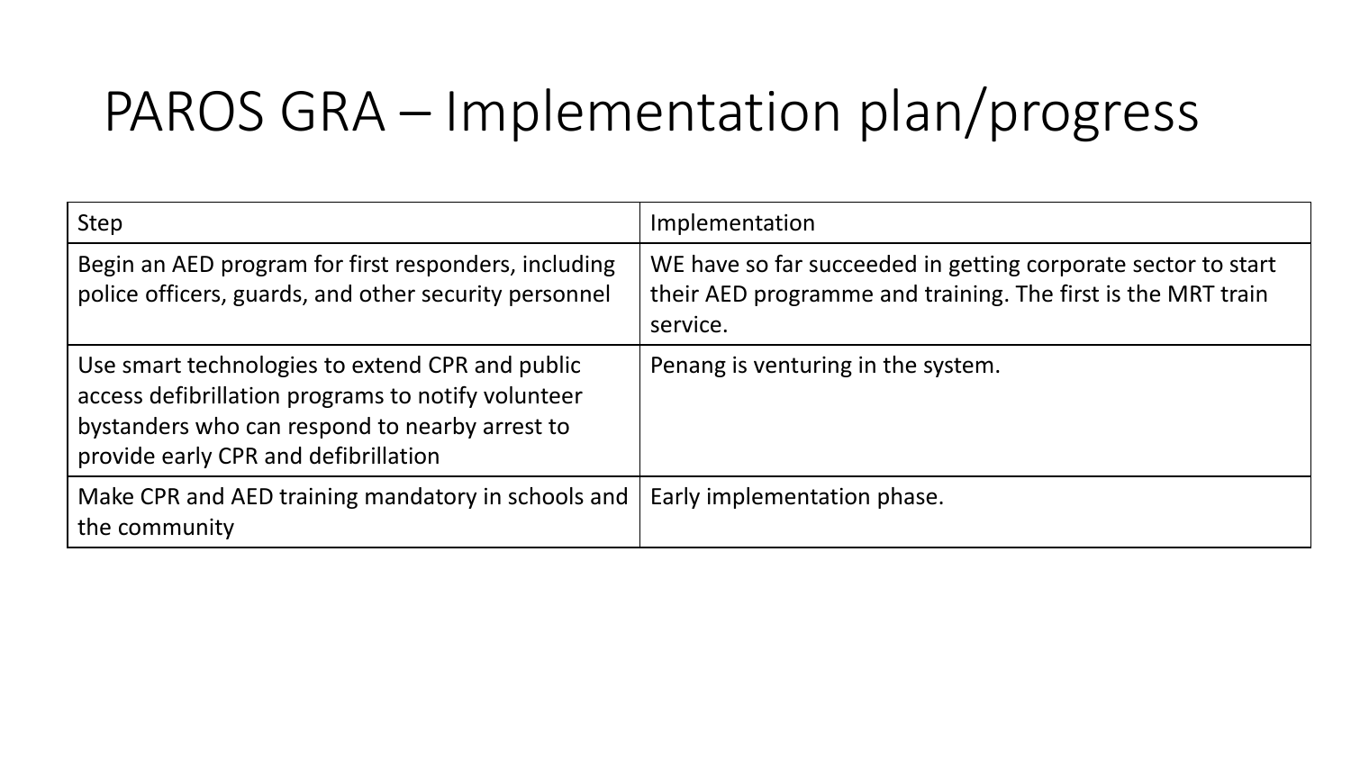# PAROS GRA – Implementation plan/progress

| Step | Implementation |
| --- | --- |
| Begin an AED program for first responders, including police officers, guards, and other security personnel | WE have so far succeeded in getting corporate sector to start their AED programme and training. The first is the MRT train service. |
| Use smart technologies to extend CPR and public access defibrillation programs to notify volunteer bystanders who can respond to nearby arrest to provide early CPR and defibrillation | Penang is venturing in the system. |
| Make CPR and AED training mandatory in schools and the community | Early implementation phase. |